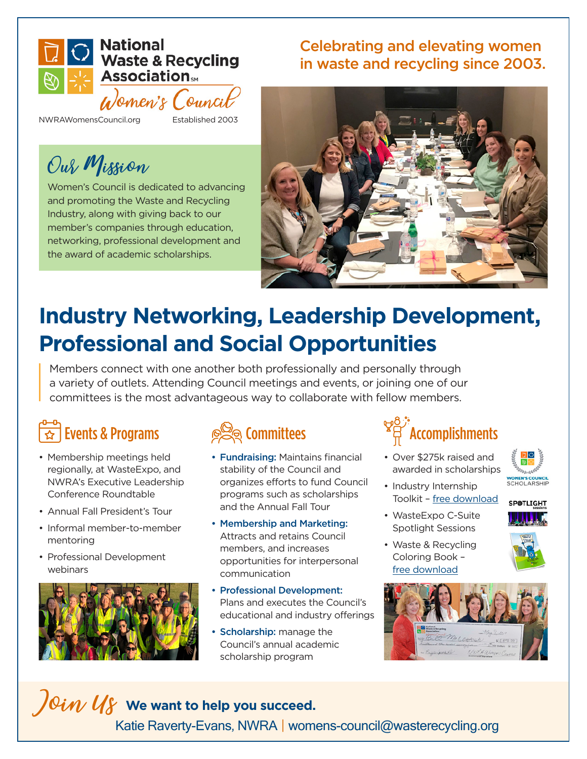# National Waste & Recycling Association℠ Women's Council

NWRAWomensCouncil.org Established 2003

**Celebrating and elevating women in waste and recycling since 2003.**

## Our Mission

Women's Council is dedicated to advancing and promoting the Waste and Recycling Industry, along with giving back to our member's companies through education, networking, professional development and the award of academic scholarships.

# Industry Networking, Leadership Development, Professional and Social Opportunities

Members connect with one another both professionally and personally through a variety of outlets. Attending Council meetings and events, or joining one of our committees is the most advantageous way to collaborate with fellow members.

## Events & Programs

- Membership meetings held regionally, at WasteExpo, and NWRA's Executive Leadership Conference Roundtable
- Annual Fall President's Tour
- Informal member-to-member mentoring
- Professional Development webinars

## Committees

- **Fundraising:** Maintains financial stability of the Council and organizes efforts to fund Council programs such as scholarships and the Annual Fall Tour
- **Membership and Marketing:** Attracts and retains Council members, and increases opportunities for interpersonal communication
- **Professional Development:** Plans and executes the Council's educational and industry offerings
- **Scholarship:** manage the Council's annual academic scholarship program

## Accomplishments

- Over $275k raised and awarded in scholarships
- Industry Internship Toolkit – free download
- WasteExpo C-Suite Spotlight Sessions
- Waste & Recycling Coloring Book – free download

## Join Us **We want to help you succeed.**

Katie Raverty-Evans, NWRA | womens-council@wasterecycling.org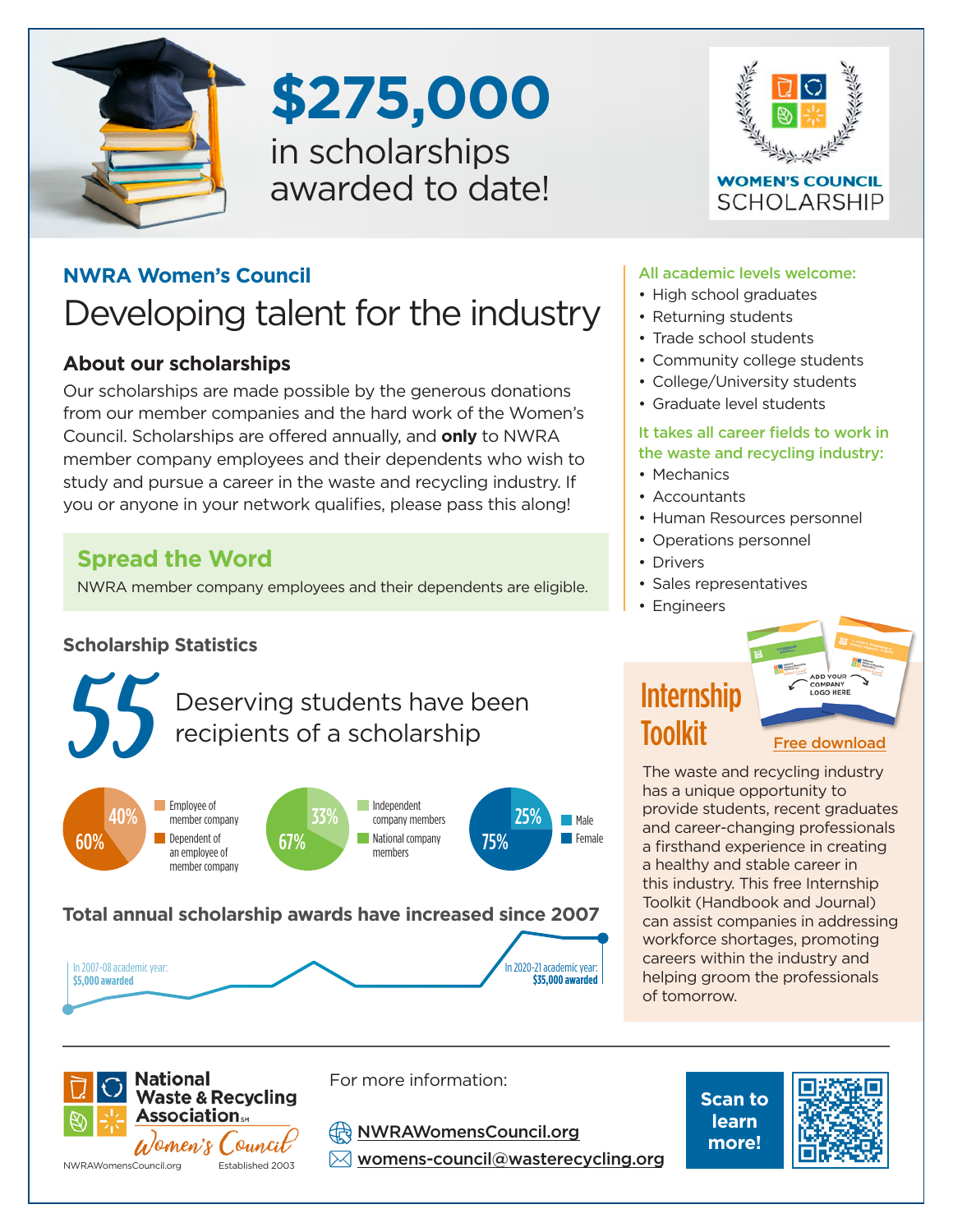# $275,000

in scholarships awarded to date!

WOMEN'S COUNCIL SCHOLARSHIP

### NWRA Women's Council

## Developing talent for the industry

### About our scholarships

Our scholarships are made possible by the generous donations from our member companies and the hard work of the Women's Council. Scholarships are offered annually, and **only** to NWRA member company employees and their dependents who wish to study and pursue a career in the waste and recycling industry. If you or anyone in your network qualifies, please pass this along!

### Spread the Word

NWRA member company employees and their dependents are eligible.

### Scholarship Statistics

**55** Deserving students have been recipients of a scholarship

40%
60%
Employee of member company
Dependent of an employee of member company

33%
67%
Independent company members
National company members

25%
75%
Male
Female

### Total annual scholarship awards have increased since 2007

In 2007-08 academic year: **$5,000 awarded**

In 2020-21 academic year: **$35,000 awarded**

**All academic levels welcome:**

- High school graduates
- Returning students
- Trade school students
- Community college students
- College/University students
- Graduate level students

**It takes all career fields to work in the waste and recycling industry:**

- Mechanics
- Accountants
- Human Resources personnel
- Operations personnel
- Drivers
- Sales representatives
- Engineers

## Internship Toolkit

Free download

The waste and recycling industry has a unique opportunity to provide students, recent graduates and career-changing professionals a firsthand experience in creating a healthy and stable career in this industry. This free Internship Toolkit (Handbook and Journal) can assist companies in addressing workforce shortages, promoting careers within the industry and helping groom the professionals of tomorrow.

National Waste & Recycling Association℠ Women's Council
NWRAWomensCouncil.org Established 2003

For more information:

NWRAWomensCouncil.org

womens-council@wasterecycling.org

**Scan to learn more!**